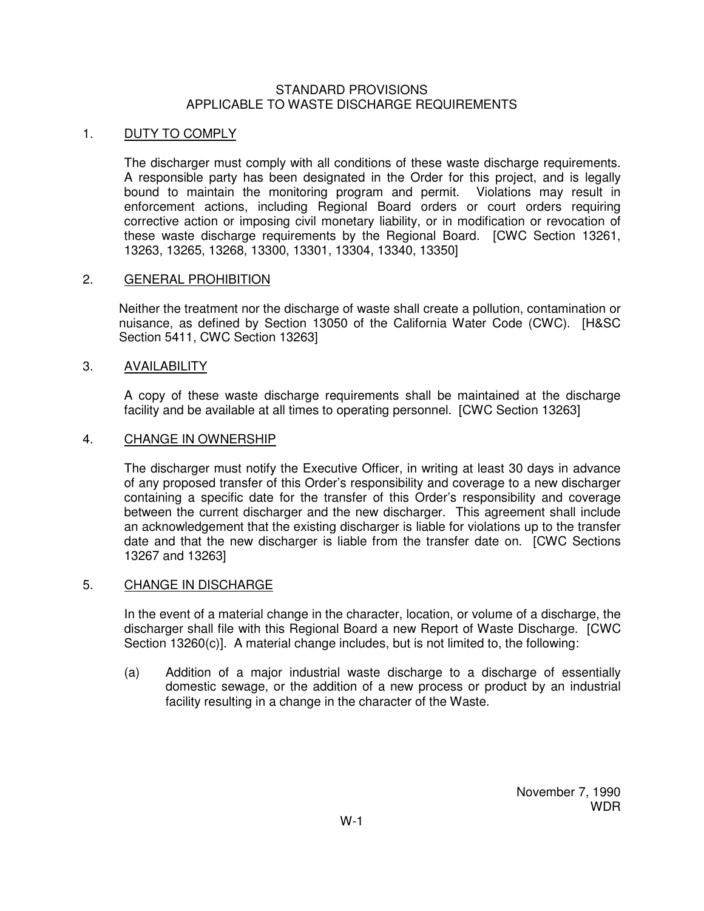# STANDARD PROVISIONS
# APPLICABLE TO WASTE DISCHARGE REQUIREMENTS

## 1. DUTY TO COMPLY

The discharger must comply with all conditions of these waste discharge requirements. A responsible party has been designated in the Order for this project, and is legally bound to maintain the monitoring program and permit. Violations may result in enforcement actions, including Regional Board orders or court orders requiring corrective action or imposing civil monetary liability, or in modification or revocation of these waste discharge requirements by the Regional Board. [CWC Section 13261, 13263, 13265, 13268, 13300, 13301, 13304, 13340, 13350]

## 2. GENERAL PROHIBITION

Neither the treatment nor the discharge of waste shall create a pollution, contamination or nuisance, as defined by Section 13050 of the California Water Code (CWC). [H&SC Section 5411, CWC Section 13263]

## 3. AVAILABILITY

A copy of these waste discharge requirements shall be maintained at the discharge facility and be available at all times to operating personnel. [CWC Section 13263]

## 4. CHANGE IN OWNERSHIP

The discharger must notify the Executive Officer, in writing at least 30 days in advance of any proposed transfer of this Order's responsibility and coverage to a new discharger containing a specific date for the transfer of this Order's responsibility and coverage between the current discharger and the new discharger. This agreement shall include an acknowledgement that the existing discharger is liable for violations up to the transfer date and that the new discharger is liable from the transfer date on. [CWC Sections 13267 and 13263]

## 5. CHANGE IN DISCHARGE

In the event of a material change in the character, location, or volume of a discharge, the discharger shall file with this Regional Board a new Report of Waste Discharge. [CWC Section 13260(c)]. A material change includes, but is not limited to, the following:

(a) Addition of a major industrial waste discharge to a discharge of essentially domestic sewage, or the addition of a new process or product by an industrial facility resulting in a change in the character of the Waste.

November 7, 1990
WDR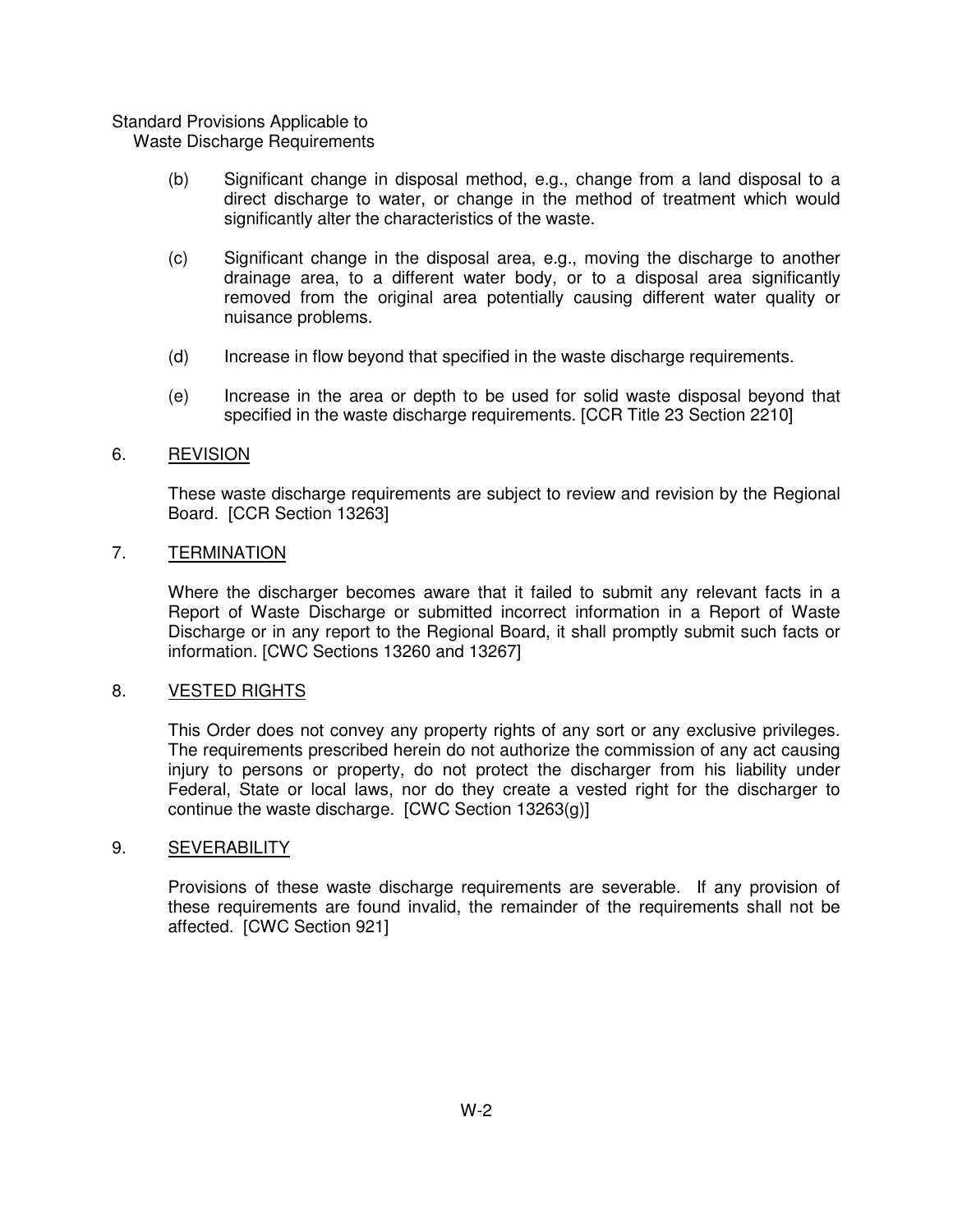(b) Significant change in disposal method, e.g., change from a land disposal to a direct discharge to water, or change in the method of treatment which would significantly alter the characteristics of the waste.

(c) Significant change in the disposal area, e.g., moving the discharge to another drainage area, to a different water body, or to a disposal area significantly removed from the original area potentially causing different water quality or nuisance problems.

(d) Increase in flow beyond that specified in the waste discharge requirements.

(e) Increase in the area or depth to be used for solid waste disposal beyond that specified in the waste discharge requirements. [CCR Title 23 Section 2210]

6. <u>REVISION</u>

These waste discharge requirements are subject to review and revision by the Regional Board. [CCR Section 13263]

7. <u>TERMINATION</u>

Where the discharger becomes aware that it failed to submit any relevant facts in a Report of Waste Discharge or submitted incorrect information in a Report of Waste Discharge or in any report to the Regional Board, it shall promptly submit such facts or information. [CWC Sections 13260 and 13267]

8. <u>VESTED RIGHTS</u>

This Order does not convey any property rights of any sort or any exclusive privileges. The requirements prescribed herein do not authorize the commission of any act causing injury to persons or property, do not protect the discharger from his liability under Federal, State or local laws, nor do they create a vested right for the discharger to continue the waste discharge. [CWC Section 13263(g)]

9. <u>SEVERABILITY</u>

Provisions of these waste discharge requirements are severable. If any provision of these requirements are found invalid, the remainder of the requirements shall not be affected. [CWC Section 921]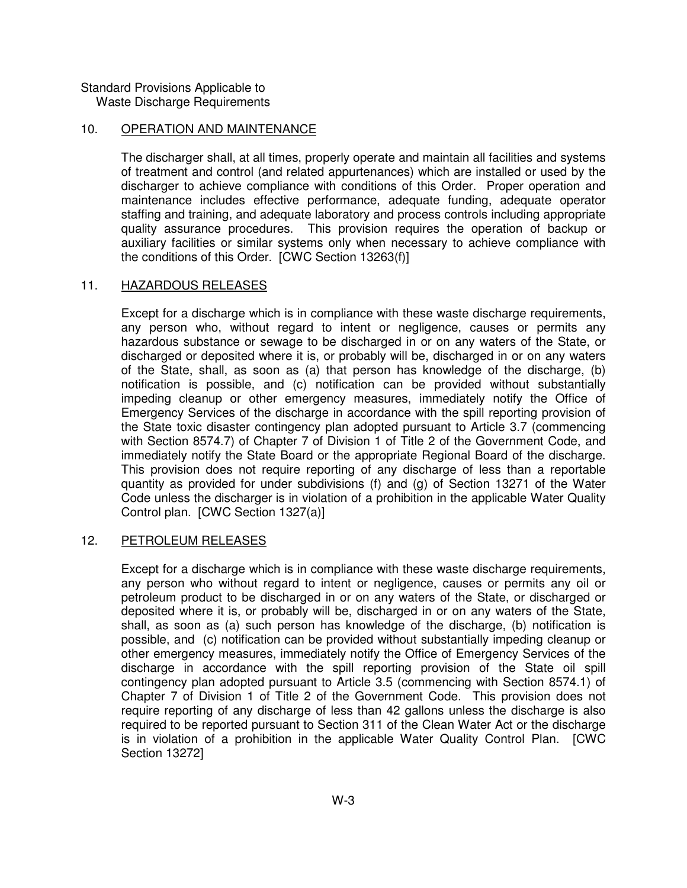## 10. OPERATION AND MAINTENANCE

The discharger shall, at all times, properly operate and maintain all facilities and systems of treatment and control (and related appurtenances) which are installed or used by the discharger to achieve compliance with conditions of this Order. Proper operation and maintenance includes effective performance, adequate funding, adequate operator staffing and training, and adequate laboratory and process controls including appropriate quality assurance procedures. This provision requires the operation of backup or auxiliary facilities or similar systems only when necessary to achieve compliance with the conditions of this Order. [CWC Section 13263(f)]

## 11. HAZARDOUS RELEASES

Except for a discharge which is in compliance with these waste discharge requirements, any person who, without regard to intent or negligence, causes or permits any hazardous substance or sewage to be discharged in or on any waters of the State, or discharged or deposited where it is, or probably will be, discharged in or on any waters of the State, shall, as soon as (a) that person has knowledge of the discharge, (b) notification is possible, and (c) notification can be provided without substantially impeding cleanup or other emergency measures, immediately notify the Office of Emergency Services of the discharge in accordance with the spill reporting provision of the State toxic disaster contingency plan adopted pursuant to Article 3.7 (commencing with Section 8574.7) of Chapter 7 of Division 1 of Title 2 of the Government Code, and immediately notify the State Board or the appropriate Regional Board of the discharge. This provision does not require reporting of any discharge of less than a reportable quantity as provided for under subdivisions (f) and (g) of Section 13271 of the Water Code unless the discharger is in violation of a prohibition in the applicable Water Quality Control plan. [CWC Section 1327(a)]

## 12. PETROLEUM RELEASES

Except for a discharge which is in compliance with these waste discharge requirements, any person who without regard to intent or negligence, causes or permits any oil or petroleum product to be discharged in or on any waters of the State, or discharged or deposited where it is, or probably will be, discharged in or on any waters of the State, shall, as soon as (a) such person has knowledge of the discharge, (b) notification is possible, and (c) notification can be provided without substantially impeding cleanup or other emergency measures, immediately notify the Office of Emergency Services of the discharge in accordance with the spill reporting provision of the State oil spill contingency plan adopted pursuant to Article 3.5 (commencing with Section 8574.1) of Chapter 7 of Division 1 of Title 2 of the Government Code. This provision does not require reporting of any discharge of less than 42 gallons unless the discharge is also required to be reported pursuant to Section 311 of the Clean Water Act or the discharge is in violation of a prohibition in the applicable Water Quality Control Plan. [CWC Section 13272]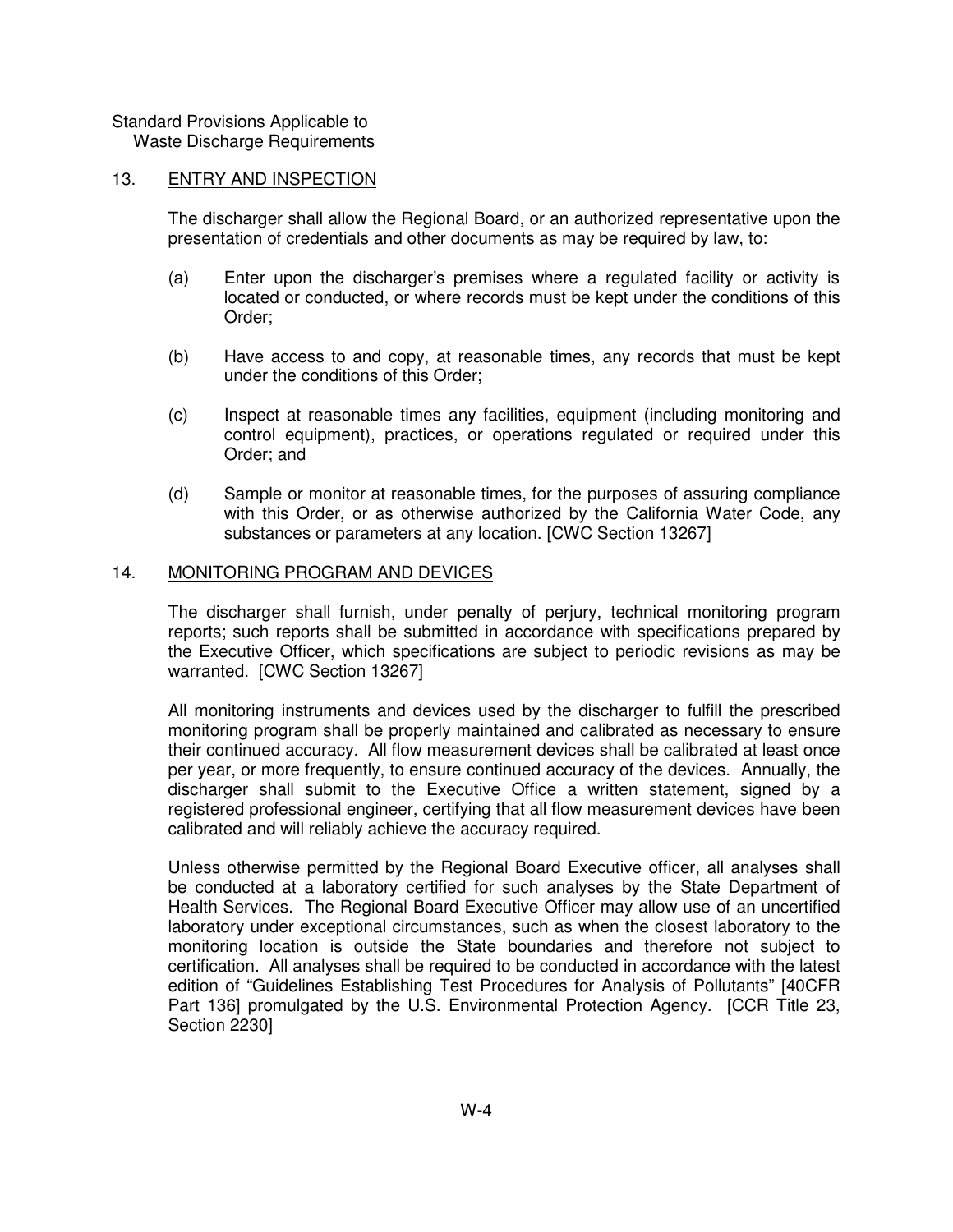## 13. ENTRY AND INSPECTION

The discharger shall allow the Regional Board, or an authorized representative upon the presentation of credentials and other documents as may be required by law, to:

(a) Enter upon the discharger's premises where a regulated facility or activity is located or conducted, or where records must be kept under the conditions of this Order;

(b) Have access to and copy, at reasonable times, any records that must be kept under the conditions of this Order;

(c) Inspect at reasonable times any facilities, equipment (including monitoring and control equipment), practices, or operations regulated or required under this Order; and

(d) Sample or monitor at reasonable times, for the purposes of assuring compliance with this Order, or as otherwise authorized by the California Water Code, any substances or parameters at any location. [CWC Section 13267]

## 14. MONITORING PROGRAM AND DEVICES

The discharger shall furnish, under penalty of perjury, technical monitoring program reports; such reports shall be submitted in accordance with specifications prepared by the Executive Officer, which specifications are subject to periodic revisions as may be warranted. [CWC Section 13267]

All monitoring instruments and devices used by the discharger to fulfill the prescribed monitoring program shall be properly maintained and calibrated as necessary to ensure their continued accuracy. All flow measurement devices shall be calibrated at least once per year, or more frequently, to ensure continued accuracy of the devices. Annually, the discharger shall submit to the Executive Office a written statement, signed by a registered professional engineer, certifying that all flow measurement devices have been calibrated and will reliably achieve the accuracy required.

Unless otherwise permitted by the Regional Board Executive officer, all analyses shall be conducted at a laboratory certified for such analyses by the State Department of Health Services. The Regional Board Executive Officer may allow use of an uncertified laboratory under exceptional circumstances, such as when the closest laboratory to the monitoring location is outside the State boundaries and therefore not subject to certification. All analyses shall be required to be conducted in accordance with the latest edition of "Guidelines Establishing Test Procedures for Analysis of Pollutants" [40CFR Part 136] promulgated by the U.S. Environmental Protection Agency. [CCR Title 23, Section 2230]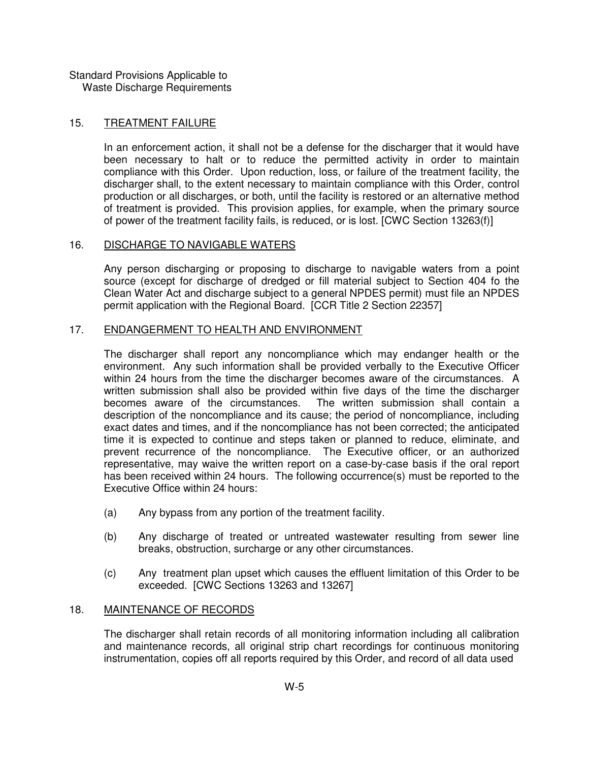## 15. TREATMENT FAILURE

In an enforcement action, it shall not be a defense for the discharger that it would have been necessary to halt or to reduce the permitted activity in order to maintain compliance with this Order. Upon reduction, loss, or failure of the treatment facility, the discharger shall, to the extent necessary to maintain compliance with this Order, control production or all discharges, or both, until the facility is restored or an alternative method of treatment is provided. This provision applies, for example, when the primary source of power of the treatment facility fails, is reduced, or is lost. [CWC Section 13263(f)]

## 16. DISCHARGE TO NAVIGABLE WATERS

Any person discharging or proposing to discharge to navigable waters from a point source (except for discharge of dredged or fill material subject to Section 404 fo the Clean Water Act and discharge subject to a general NPDES permit) must file an NPDES permit application with the Regional Board. [CCR Title 2 Section 22357]

## 17. ENDANGERMENT TO HEALTH AND ENVIRONMENT

The discharger shall report any noncompliance which may endanger health or the environment. Any such information shall be provided verbally to the Executive Officer within 24 hours from the time the discharger becomes aware of the circumstances. A written submission shall also be provided within five days of the time the discharger becomes aware of the circumstances. The written submission shall contain a description of the noncompliance and its cause; the period of noncompliance, including exact dates and times, and if the noncompliance has not been corrected; the anticipated time it is expected to continue and steps taken or planned to reduce, eliminate, and prevent recurrence of the noncompliance. The Executive officer, or an authorized representative, may waive the written report on a case-by-case basis if the oral report has been received within 24 hours. The following occurrence(s) must be reported to the Executive Office within 24 hours:

(a) Any bypass from any portion of the treatment facility.

(b) Any discharge of treated or untreated wastewater resulting from sewer line breaks, obstruction, surcharge or any other circumstances.

(c) Any treatment plan upset which causes the effluent limitation of this Order to be exceeded. [CWC Sections 13263 and 13267]

## 18. MAINTENANCE OF RECORDS

The discharger shall retain records of all monitoring information including all calibration and maintenance records, all original strip chart recordings for continuous monitoring instrumentation, copies off all reports required by this Order, and record of all data used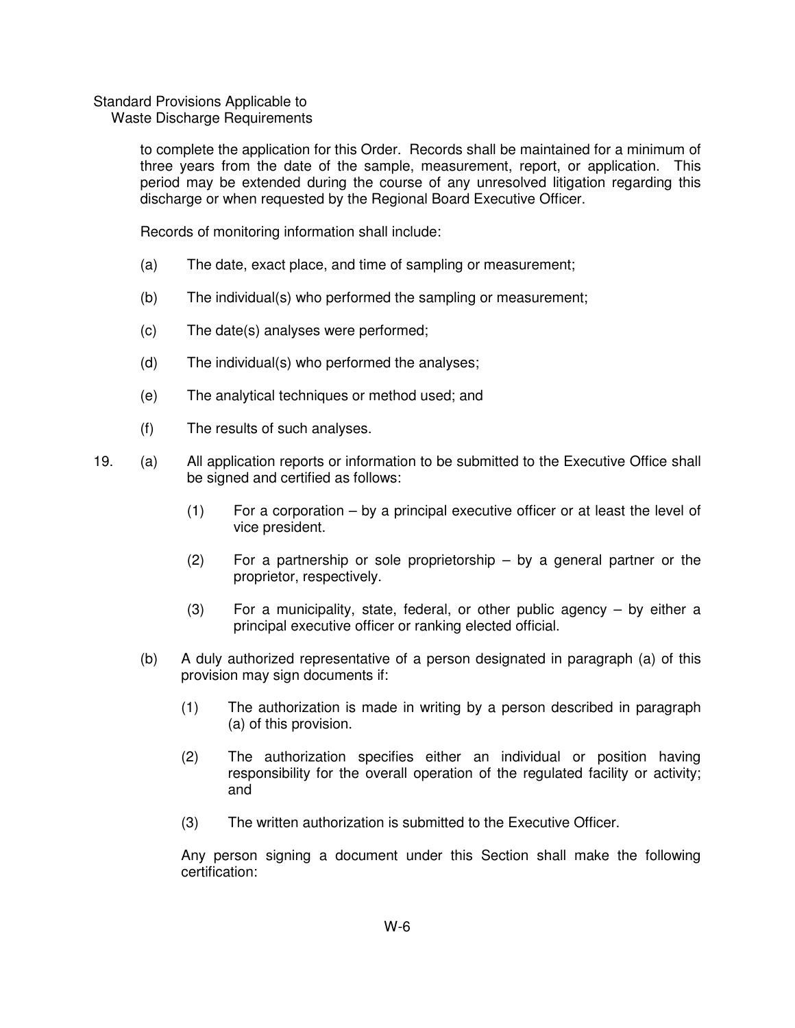to complete the application for this Order. Records shall be maintained for a minimum of three years from the date of the sample, measurement, report, or application. This period may be extended during the course of any unresolved litigation regarding this discharge or when requested by the Regional Board Executive Officer.

Records of monitoring information shall include:

(a) The date, exact place, and time of sampling or measurement;

(b) The individual(s) who performed the sampling or measurement;

(c) The date(s) analyses were performed;

(d) The individual(s) who performed the analyses;

(e) The analytical techniques or method used; and

(f) The results of such analyses.

19. (a) All application reports or information to be submitted to the Executive Office shall be signed and certified as follows:

    (1) For a corporation – by a principal executive officer or at least the level of vice president.

    (2) For a partnership or sole proprietorship – by a general partner or the proprietor, respectively.

    (3) For a municipality, state, federal, or other public agency – by either a principal executive officer or ranking elected official.

    (b) A duly authorized representative of a person designated in paragraph (a) of this provision may sign documents if:

    (1) The authorization is made in writing by a person described in paragraph (a) of this provision.

    (2) The authorization specifies either an individual or position having responsibility for the overall operation of the regulated facility or activity; and

    (3) The written authorization is submitted to the Executive Officer.

    Any person signing a document under this Section shall make the following certification: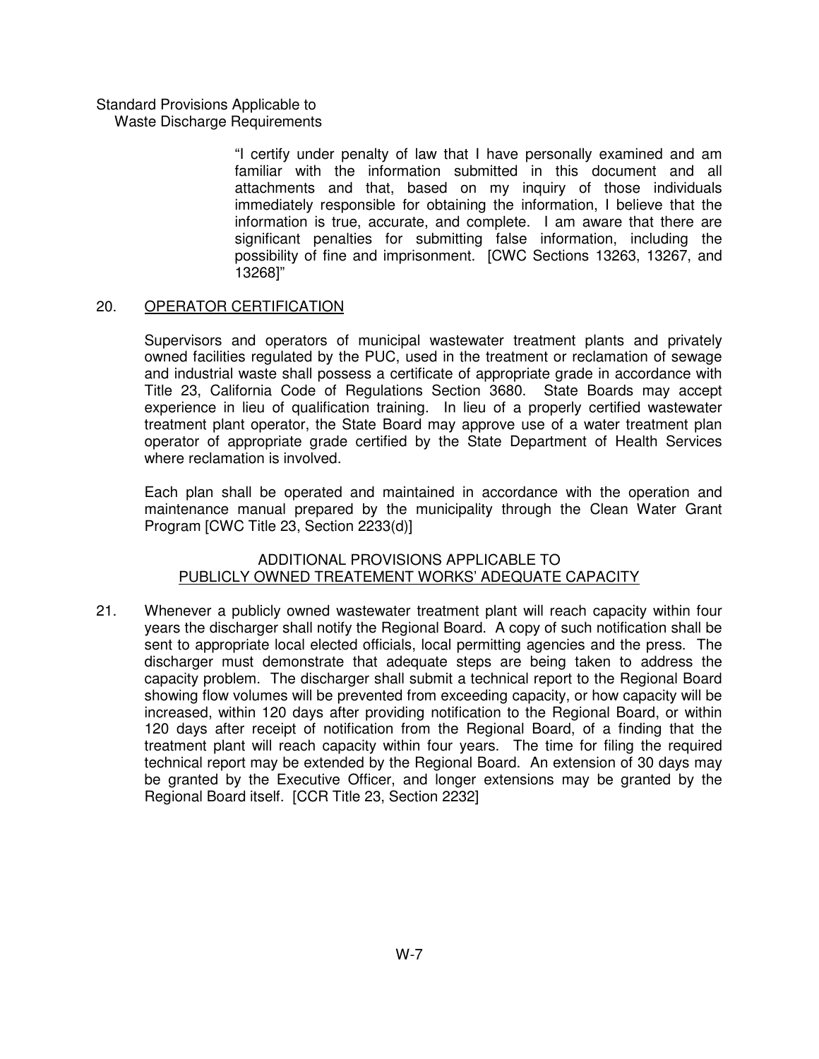"I certify under penalty of law that I have personally examined and am familiar with the information submitted in this document and all attachments and that, based on my inquiry of those individuals immediately responsible for obtaining the information, I believe that the information is true, accurate, and complete. I am aware that there are significant penalties for submitting false information, including the possibility of fine and imprisonment. [CWC Sections 13263, 13267, and 13268]"

20. <u>OPERATOR CERTIFICATION</u>

Supervisors and operators of municipal wastewater treatment plants and privately owned facilities regulated by the PUC, used in the treatment or reclamation of sewage and industrial waste shall possess a certificate of appropriate grade in accordance with Title 23, California Code of Regulations Section 3680. State Boards may accept experience in lieu of qualification training. In lieu of a properly certified wastewater treatment plant operator, the State Board may approve use of a water treatment plan operator of appropriate grade certified by the State Department of Health Services where reclamation is involved.

Each plan shall be operated and maintained in accordance with the operation and maintenance manual prepared by the municipality through the Clean Water Grant Program [CWC Title 23, Section 2233(d)]

ADDITIONAL PROVISIONS APPLICABLE TO
<u>PUBLICLY OWNED TREATEMENT WORKS' ADEQUATE CAPACITY</u>

21. Whenever a publicly owned wastewater treatment plant will reach capacity within four years the discharger shall notify the Regional Board. A copy of such notification shall be sent to appropriate local elected officials, local permitting agencies and the press. The discharger must demonstrate that adequate steps are being taken to address the capacity problem. The discharger shall submit a technical report to the Regional Board showing flow volumes will be prevented from exceeding capacity, or how capacity will be increased, within 120 days after providing notification to the Regional Board, or within 120 days after receipt of notification from the Regional Board, of a finding that the treatment plant will reach capacity within four years. The time for filing the required technical report may be extended by the Regional Board. An extension of 30 days may be granted by the Executive Officer, and longer extensions may be granted by the Regional Board itself. [CCR Title 23, Section 2232]